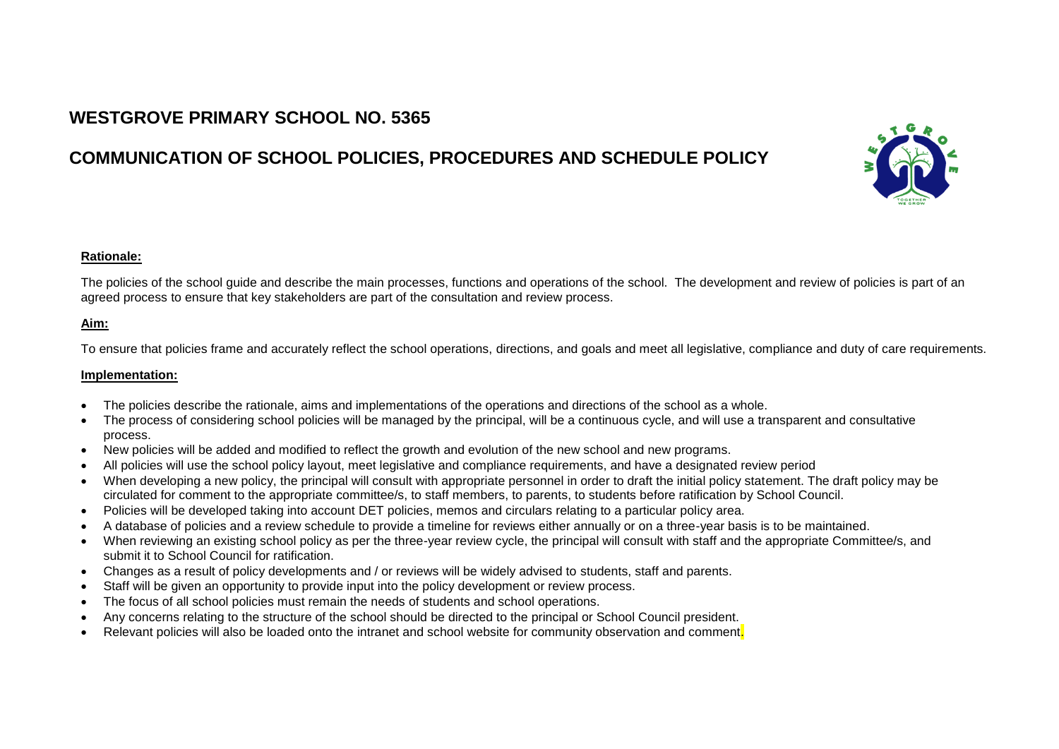# WESTGROVE PRIMARY SCHOOL NO. 5365

# COMMUNICATION OF SCHOOL POLICIES, PROCEDURES AND SCHEDULE POLICY

## Rationale:

The policies of the school guide and describe the main processes, functions and operations of the school. The development and review of policies is part of an agreed process to ensure that key stakeholders are part of the consultation and review process.

## Aim:

To ensure that policies frame and accurately reflect the school operations, directions, and goals and meet all legislative, compliance and duty of care requirements.

## Implementation:

- The policies describe the rationale, aims and implementations of the operations and directions of the school as a whole.
- The process of considering school policies will be managed by the principal, will be a continuous cycle, and will use a transparent and consultative process.
- New policies will be added and modified to reflect the growth and evolution of the new school and new programs.
- All policies will use the school policy layout, meet legislative and compliance requirements, and have a designated review period
- When developing a new policy, the principal will consult with appropriate personnel in order to draft the initial policy statement. The draft policy may be circulated for comment to the appropriate committee/s, to staff members, to parents, to students before ratification by School Council.
- Policies will be developed taking into account DET policies, memos and circulars relating to a particular policy area.
- A database of policies and a review schedule to provide a timeline for reviews either annually or on a three-year basis is to be maintained.
- When reviewing an existing school policy as per the three-year review cycle, the principal will consult with staff and the appropriate Committee/s, and submit it to School Council for ratification.
- Changes as a result of policy developments and / or reviews will be widely advised to students, staff and parents.
- Staff will be given an opportunity to provide input into the policy development or review process.
- The focus of all school policies must remain the needs of students and school operations.
- Any concerns relating to the structure of the school should be directed to the principal or School Council president.
- Relevant policies will also be loaded onto the intranet and school website for community observation and comment.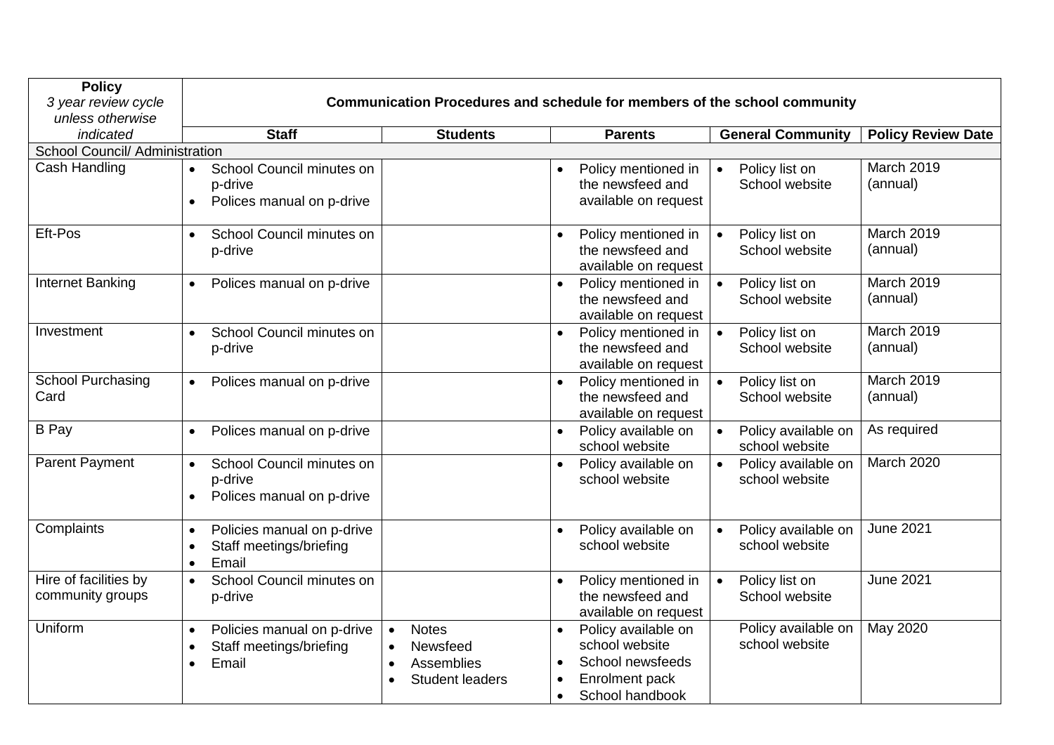| **Policy**<br>*3 year review cycle unless otherwise indicated* | **Communication Procedures and schedule for members of the school community** | | | | |
|---|---|---|---|---|---|
| | **Staff** | **Students** | **Parents** | **General Community** | **Policy Review Date** |
| School Council/ Administration | | | | | |
| Cash Handling | • School Council minutes on p-drive<br>• Polices manual on p-drive | | • Policy mentioned in the newsfeed and available on request | • Policy list on School website | March 2019 (annual) |
| Eft-Pos | • School Council minutes on p-drive | | • Policy mentioned in the newsfeed and available on request | • Policy list on School website | March 2019 (annual) |
| Internet Banking | • Polices manual on p-drive | | • Policy mentioned in the newsfeed and available on request | • Policy list on School website | March 2019 (annual) |
| Investment | • School Council minutes on p-drive | | • Policy mentioned in the newsfeed and available on request | • Policy list on School website | March 2019 (annual) |
| School Purchasing Card | • Polices manual on p-drive | | • Policy mentioned in the newsfeed and available on request | • Policy list on School website | March 2019 (annual) |
| B Pay | • Polices manual on p-drive | | • Policy available on school website | • Policy available on school website | As required |
| Parent Payment | • School Council minutes on p-drive<br>• Polices manual on p-drive | | • Policy available on school website | • Policy available on school website | March 2020 |
| Complaints | • Policies manual on p-drive<br>• Staff meetings/briefing<br>• Email | | • Policy available on school website | • Policy available on school website | June 2021 |
| Hire of facilities by community groups | • School Council minutes on p-drive | | • Policy mentioned in the newsfeed and available on request | • Policy list on School website | June 2021 |
| Uniform | • Policies manual on p-drive<br>• Staff meetings/briefing<br>• Email | • Notes<br>• Newsfeed<br>• Assemblies<br>• Student leaders | • Policy available on school website<br>• School newsfeeds<br>• Enrolment pack<br>• School handbook | Policy available on school website | May 2020 |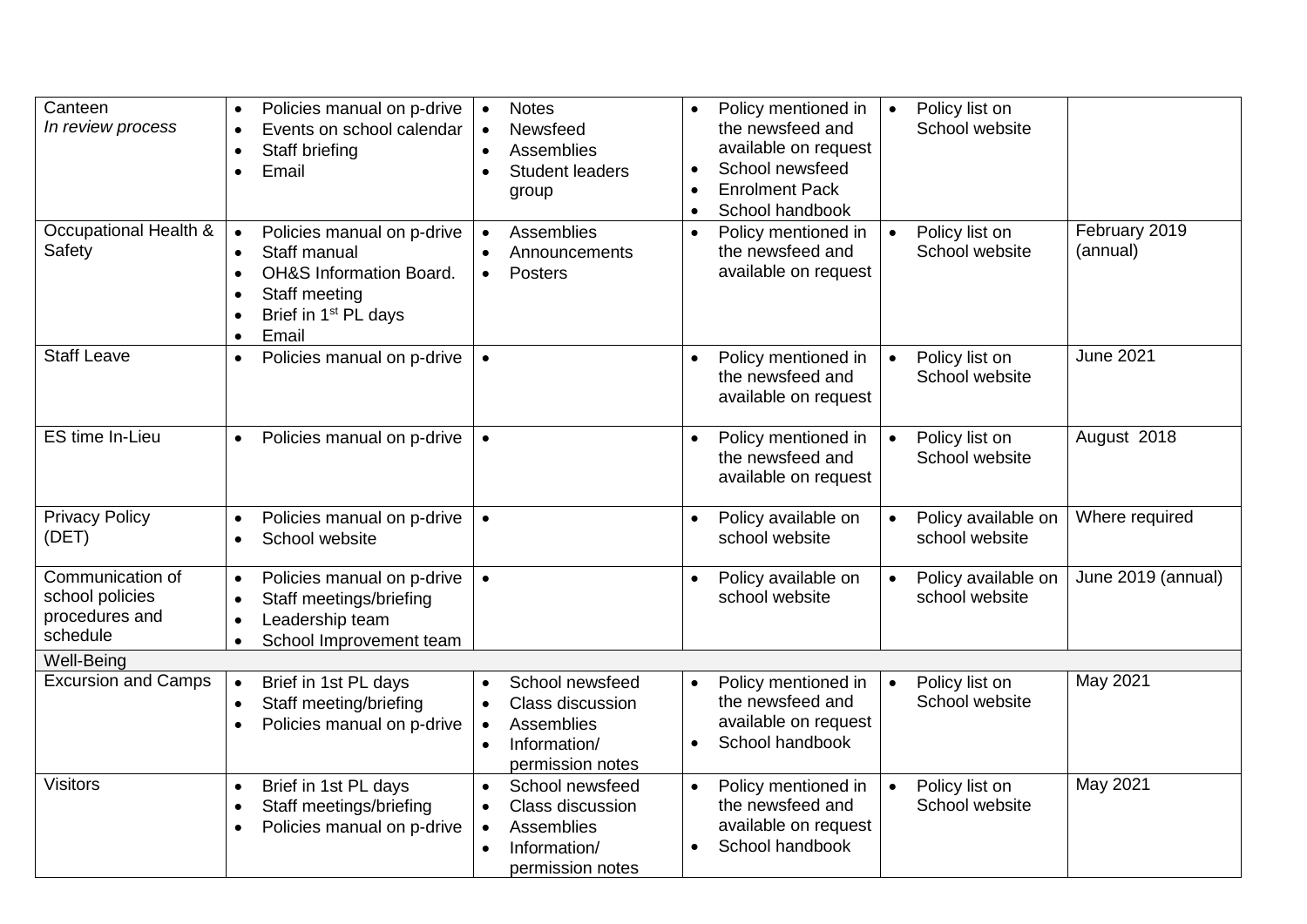| | | | | | |
|---|---|---|---|---|---|
| Canteen<br>*In review process* | • Policies manual on p-drive<br>• Events on school calendar<br>• Staff briefing<br>• Email | • Notes<br>• Newsfeed<br>• Assemblies<br>• Student leaders group | • Policy mentioned in the newsfeed and available on request<br>• School newsfeed<br>• Enrolment Pack<br>• School handbook | • Policy list on School website | |
| Occupational Health & Safety | • Policies manual on p-drive<br>• Staff manual<br>• OH&S Information Board.<br>• Staff meeting<br>• Brief in 1st PL days<br>• Email | • Assemblies<br>• Announcements<br>• Posters | • Policy mentioned in the newsfeed and available on request | • Policy list on School website | February 2019 (annual) |
| Staff Leave | • Policies manual on p-drive | • | • Policy mentioned in the newsfeed and available on request | • Policy list on School website | June 2021 |
| ES time In-Lieu | • Policies manual on p-drive | • | • Policy mentioned in the newsfeed and available on request | • Policy list on School website | August 2018 |
| Privacy Policy (DET) | • Policies manual on p-drive<br>• School website | • | • Policy available on school website | • Policy available on school website | Where required |
| Communication of school policies procedures and schedule | • Policies manual on p-drive<br>• Staff meetings/briefing<br>• Leadership team<br>• School Improvement team | • | • Policy available on school website | • Policy available on school website | June 2019 (annual) |
| Well-Being | | | | | |
| Excursion and Camps | • Brief in 1st PL days<br>• Staff meeting/briefing<br>• Policies manual on p-drive | • School newsfeed<br>• Class discussion<br>• Assemblies<br>• Information/ permission notes | • Policy mentioned in the newsfeed and available on request<br>• School handbook | • Policy list on School website | May 2021 |
| Visitors | • Brief in 1st PL days<br>• Staff meetings/briefing<br>• Policies manual on p-drive | • School newsfeed<br>• Class discussion<br>• Assemblies<br>• Information/ permission notes | • Policy mentioned in the newsfeed and available on request<br>• School handbook | • Policy list on School website | May 2021 |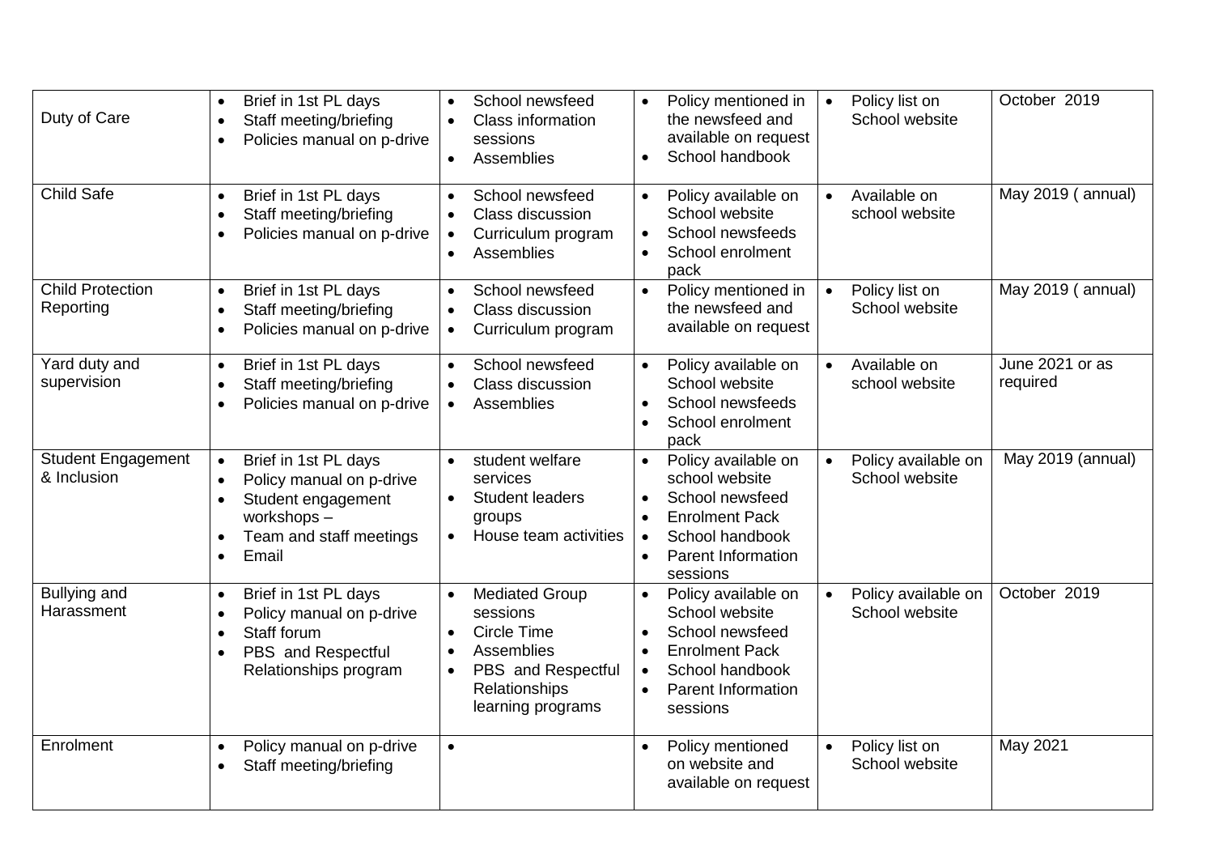| | | | | | |
|---|---|---|---|---|---|
| Duty of Care | • Brief in 1st PL days<br>• Staff meeting/briefing<br>• Policies manual on p-drive | • School newsfeed<br>• Class information sessions<br>• Assemblies | • Policy mentioned in the newsfeed and available on request<br>• School handbook | • Policy list on School website | October 2019 |
| Child Safe | • Brief in 1st PL days<br>• Staff meeting/briefing<br>• Policies manual on p-drive | • School newsfeed<br>• Class discussion<br>• Curriculum program<br>• Assemblies | • Policy available on School website<br>• School newsfeeds<br>• School enrolment pack | • Available on school website | May 2019 ( annual) |
| Child Protection Reporting | • Brief in 1st PL days<br>• Staff meeting/briefing<br>• Policies manual on p-drive | • School newsfeed<br>• Class discussion<br>• Curriculum program | • Policy mentioned in the newsfeed and available on request | • Policy list on School website | May 2019 ( annual) |
| Yard duty and supervision | • Brief in 1st PL days<br>• Staff meeting/briefing<br>• Policies manual on p-drive | • School newsfeed<br>• Class discussion<br>• Assemblies | • Policy available on School website<br>• School newsfeeds<br>• School enrolment pack | • Available on school website | June 2021 or as required |
| Student Engagement & Inclusion | • Brief in 1st PL days<br>• Policy manual on p-drive<br>• Student engagement workshops –<br>• Team and staff meetings<br>• Email | • student welfare services<br>• Student leaders groups<br>• House team activities | • Policy available on school website<br>• School newsfeed<br>• Enrolment Pack<br>• School handbook<br>• Parent Information sessions | • Policy available on School website | May 2019 (annual) |
| Bullying and Harassment | • Brief in 1st PL days<br>• Policy manual on p-drive<br>• Staff forum<br>• PBS and Respectful Relationships program | • Mediated Group sessions<br>• Circle Time<br>• Assemblies<br>• PBS and Respectful Relationships learning programs | • Policy available on School website<br>• School newsfeed<br>• Enrolment Pack<br>• School handbook<br>• Parent Information sessions | • Policy available on School website | October 2019 |
| Enrolment | • Policy manual on p-drive<br>• Staff meeting/briefing | • | • Policy mentioned on website and available on request | • Policy list on School website | May 2021 |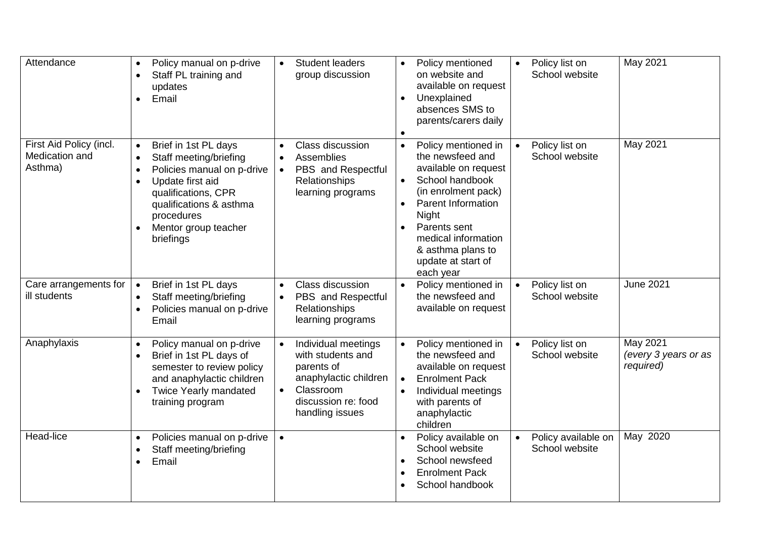| | | | | | |
|---|---|---|---|---|---|
| Attendance | • Policy manual on p-drive<br>• Staff PL training and updates<br>• Email | • Student leaders group discussion | • Policy mentioned on website and available on request<br>• Unexplained absences SMS to parents/carers daily<br>• | • Policy list on School website | May 2021 |
| First Aid Policy (incl. Medication and Asthma) | • Brief in 1st PL days<br>• Staff meeting/briefing<br>• Policies manual on p-drive<br>• Update first aid qualifications, CPR qualifications & asthma procedures<br>• Mentor group teacher briefings | • Class discussion<br>• Assemblies<br>• PBS and Respectful Relationships learning programs | • Policy mentioned in the newsfeed and available on request<br>• School handbook (in enrolment pack)<br>• Parent Information Night<br>• Parents sent medical information & asthma plans to update at start of each year | • Policy list on School website | May 2021 |
| Care arrangements for ill students | • Brief in 1st PL days<br>• Staff meeting/briefing<br>• Policies manual on p-drive<br>• Email | • Class discussion<br>• PBS and Respectful Relationships learning programs | • Policy mentioned in the newsfeed and available on request | • Policy list on School website | June 2021 |
| Anaphylaxis | • Policy manual on p-drive<br>• Brief in 1st PL days of semester to review policy and anaphylactic children<br>• Twice Yearly mandated training program | • Individual meetings with students and parents of anaphylactic children<br>• Classroom discussion re: food handling issues | • Policy mentioned in the newsfeed and available on request<br>• Enrolment Pack<br>• Individual meetings with parents of anaphylactic children | • Policy list on School website | May 2021 *(every 3 years or as required)* |
| Head-lice | • Policies manual on p-drive<br>• Staff meeting/briefing<br>• Email | • | • Policy available on School website<br>• School newsfeed<br>• Enrolment Pack<br>• School handbook | • Policy available on School website | May 2020 |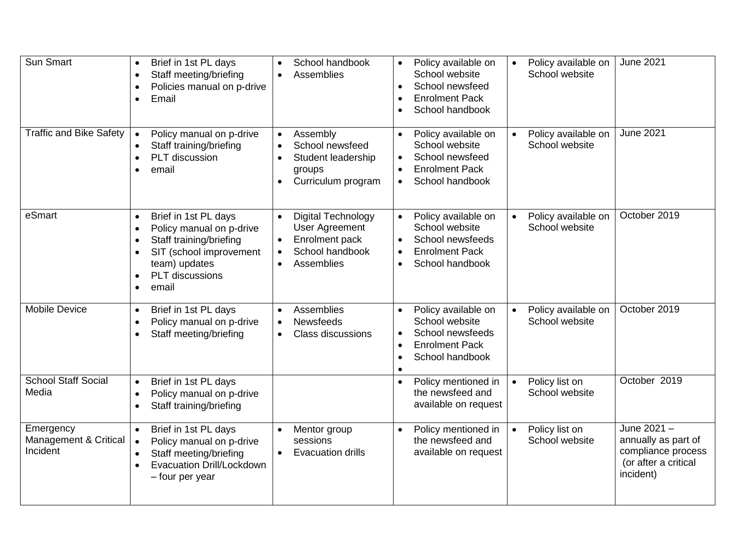| Sun Smart | • Brief in 1st PL days<br>• Staff meeting/briefing<br>• Policies manual on p-drive<br>• Email | • School handbook<br>• Assemblies | • Policy available on School website<br>• School newsfeed<br>• Enrolment Pack<br>• School handbook | • Policy available on School website | June 2021 |
|---|---|---|---|---|---|
| Traffic and Bike Safety | • Policy manual on p-drive<br>• Staff training/briefing<br>• PLT discussion<br>• email | • Assembly<br>• School newsfeed<br>• Student leadership groups<br>• Curriculum program | • Policy available on School website<br>• School newsfeed<br>• Enrolment Pack<br>• School handbook | • Policy available on School website | June 2021 |
| eSmart | • Brief in 1st PL days<br>• Policy manual on p-drive<br>• Staff training/briefing<br>• SIT (school improvement team) updates<br>• PLT discussions<br>• email | • Digital Technology User Agreement<br>• Enrolment pack<br>• School handbook<br>• Assemblies | • Policy available on School website<br>• School newsfeeds<br>• Enrolment Pack<br>• School handbook | • Policy available on School website | October 2019 |
| Mobile Device | • Brief in 1st PL days<br>• Policy manual on p-drive<br>• Staff meeting/briefing | • Assemblies<br>• Newsfeeds<br>• Class discussions | • Policy available on School website<br>• School newsfeeds<br>• Enrolment Pack<br>• School handbook<br>• | • Policy available on School website | October 2019 |
| School Staff Social Media | • Brief in 1st PL days<br>• Policy manual on p-drive<br>• Staff training/briefing | | • Policy mentioned in the newsfeed and available on request | • Policy list on School website | October 2019 |
| Emergency Management & Critical Incident | • Brief in 1st PL days<br>• Policy manual on p-drive<br>• Staff meeting/briefing<br>• Evacuation Drill/Lockdown – four per year | • Mentor group sessions<br>• Evacuation drills | • Policy mentioned in the newsfeed and available on request | • Policy list on School website | June 2021 – annually as part of compliance process (or after a critical incident) |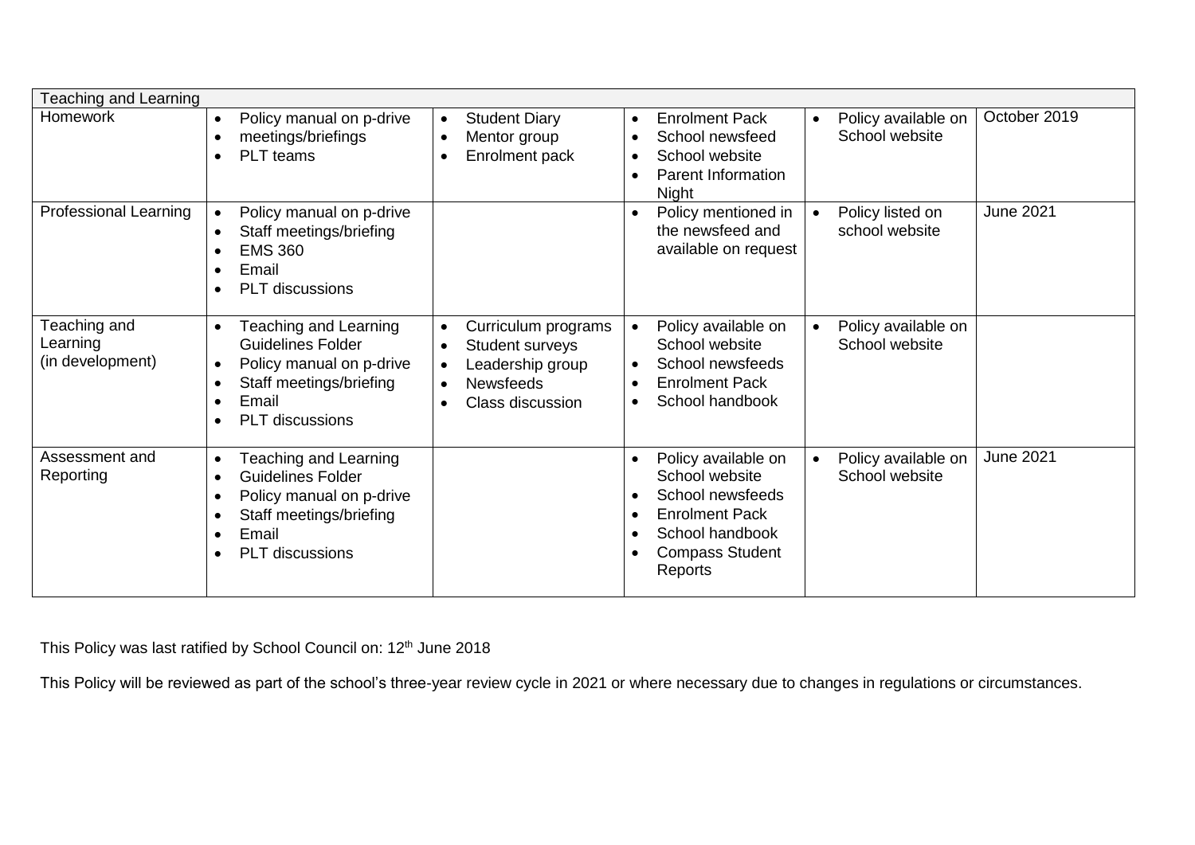| | | | | | |
|---|---|---|---|---|---|
| Teaching and Learning | | | | | |
| Homework | • Policy manual on p-drive<br>• meetings/briefings<br>• PLT teams | • Student Diary<br>• Mentor group<br>• Enrolment pack | • Enrolment Pack<br>• School newsfeed<br>• School website<br>• Parent Information Night | • Policy available on School website | October 2019 |
| Professional Learning | • Policy manual on p-drive<br>• Staff meetings/briefing<br>• EMS 360<br>• Email<br>• PLT discussions | | • Policy mentioned in the newsfeed and available on request | • Policy listed on school website | June 2021 |
| Teaching and Learning (in development) | • Teaching and Learning Guidelines Folder<br>• Policy manual on p-drive<br>• Staff meetings/briefing<br>• Email<br>• PLT discussions | • Curriculum programs<br>• Student surveys<br>• Leadership group<br>• Newsfeeds<br>• Class discussion | • Policy available on School website<br>• School newsfeeds<br>• Enrolment Pack<br>• School handbook | • Policy available on School website | |
| Assessment and Reporting | • Teaching and Learning<br>• Guidelines Folder<br>• Policy manual on p-drive<br>• Staff meetings/briefing<br>• Email<br>• PLT discussions | | • Policy available on School website<br>• School newsfeeds<br>• Enrolment Pack<br>• School handbook<br>• Compass Student Reports | • Policy available on School website | June 2021 |

This Policy was last ratified by School Council on: 12th June 2018

This Policy will be reviewed as part of the school's three-year review cycle in 2021 or where necessary due to changes in regulations or circumstances.